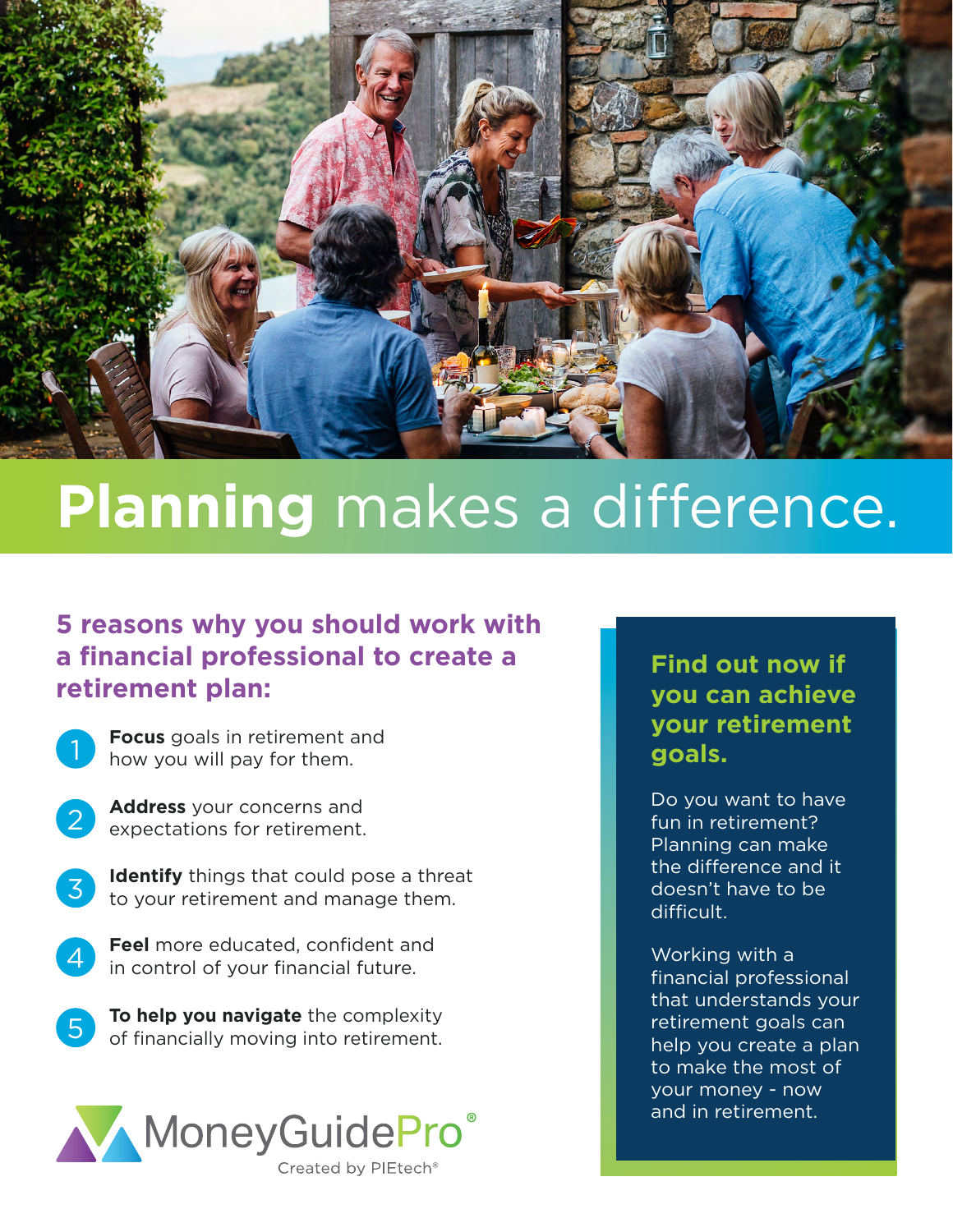# **Planning** makes a difference.

## 5 reasons why you should work with a financial professional to create a retirement plan:

1. **Focus** goals in retirement and how you will pay for them.
2. **Address** your concerns and expectations for retirement.
3. **Identify** things that could pose a threat to your retirement and manage them.
4. **Feel** more educated, confident and in control of your financial future.
5. **To help you navigate** the complexity of financially moving into retirement.

MoneyGuidePro®

Created by PIEtech®

## Find out now if you can achieve your retirement goals.

Do you want to have fun in retirement? Planning can make the difference and it doesn't have to be difficult.

Working with a financial professional that understands your retirement goals can help you create a plan to make the most of your money - now and in retirement.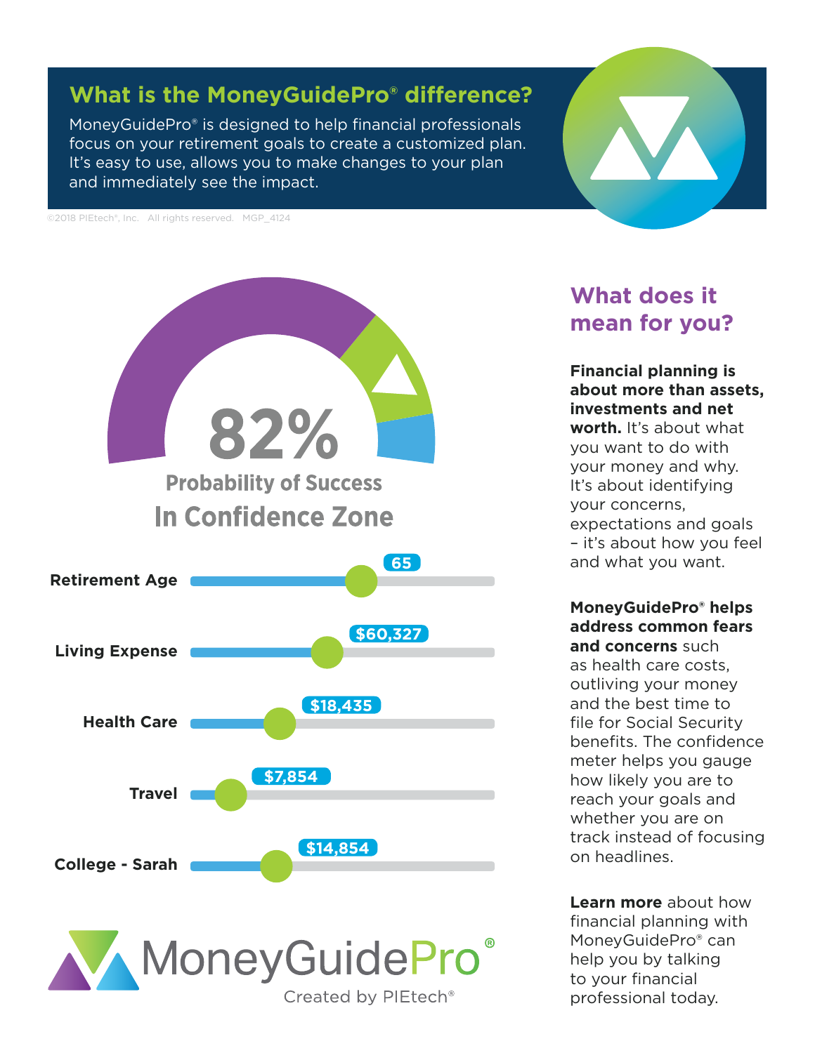## What is the MoneyGuidePro® difference?

MoneyGuidePro® is designed to help financial professionals focus on your retirement goals to create a customized plan. It's easy to use, allows you to make changes to your plan and immediately see the impact.

©2018 PIEtech®, Inc. All rights reserved. MGP_4124

82%

Probability of Success

In Confidence Zone

Retirement Age 65

Living Expense $60,327

Health Care $18,435

Travel $7,854

College - Sarah $14,854

MoneyGuidePro®

Created by PIEtech®

## What does it mean for you?

**Financial planning is about more than assets, investments and net worth.** It's about what you want to do with your money and why. It's about identifying your concerns, expectations and goals – it's about how you feel and what you want.

**MoneyGuidePro® helps address common fears and concerns** such as health care costs, outliving your money and the best time to file for Social Security benefits. The confidence meter helps you gauge how likely you are to reach your goals and whether you are on track instead of focusing on headlines.

**Learn more** about how financial planning with MoneyGuidePro® can help you by talking to your financial professional today.